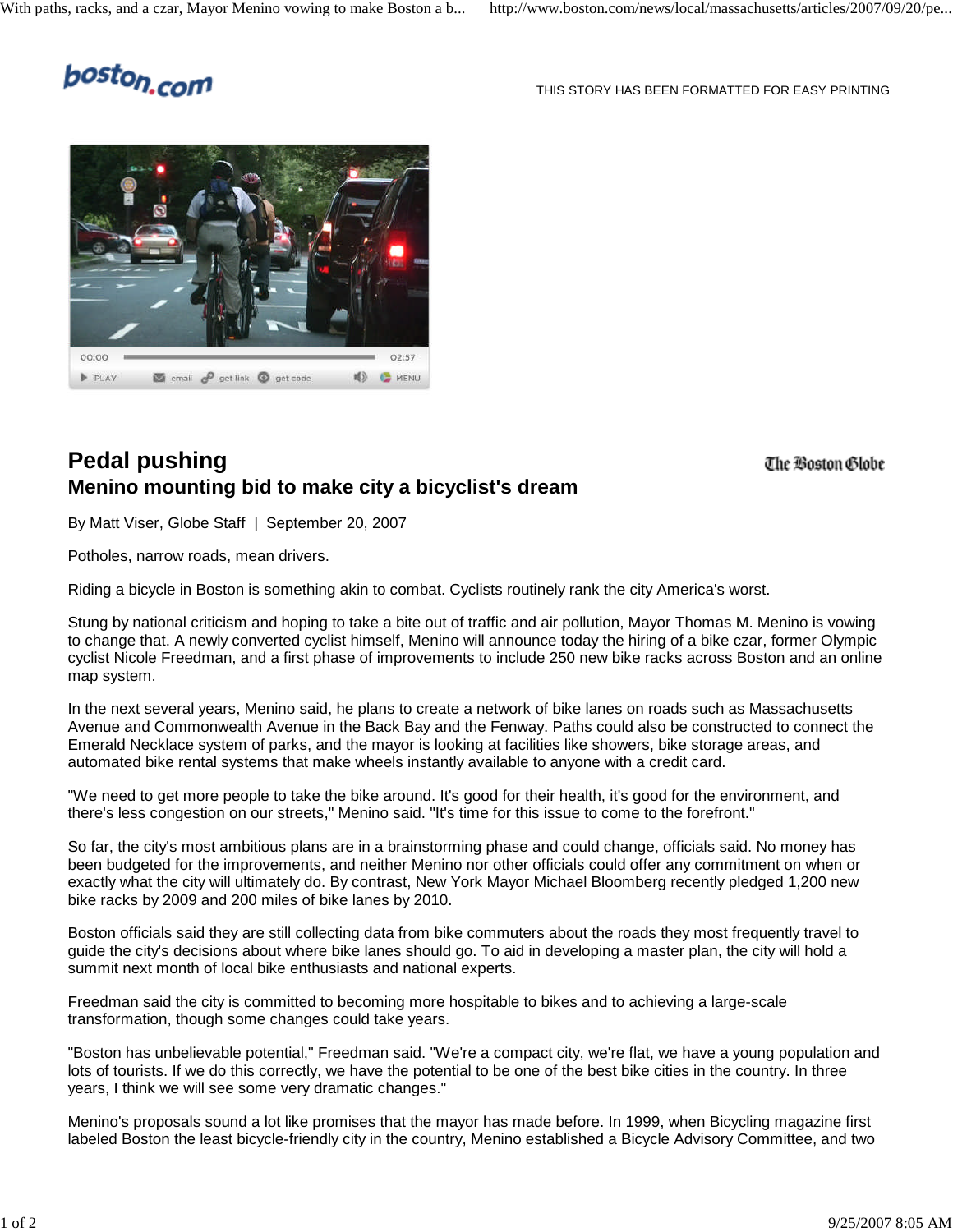boston.com

THIS STORY HAS BEEN FORMATTED FOR EASY PRINTING

# Pedal pushing

## Menino mounting bid to make city a bicyclist's dream

The Boston Globe

By Matt Viser, Globe Staff | September 20, 2007

Potholes, narrow roads, mean drivers.

Riding a bicycle in Boston is something akin to combat. Cyclists routinely rank the city America's worst.

Stung by national criticism and hoping to take a bite out of traffic and air pollution, Mayor Thomas M. Menino is vowing to change that. A newly converted cyclist himself, Menino will announce today the hiring of a bike czar, former Olympic cyclist Nicole Freedman, and a first phase of improvements to include 250 new bike racks across Boston and an online map system.

In the next several years, Menino said, he plans to create a network of bike lanes on roads such as Massachusetts Avenue and Commonwealth Avenue in the Back Bay and the Fenway. Paths could also be constructed to connect the Emerald Necklace system of parks, and the mayor is looking at facilities like showers, bike storage areas, and automated bike rental systems that make wheels instantly available to anyone with a credit card.

"We need to get more people to take the bike around. It's good for their health, it's good for the environment, and there's less congestion on our streets," Menino said. "It's time for this issue to come to the forefront."

So far, the city's most ambitious plans are in a brainstorming phase and could change, officials said. No money has been budgeted for the improvements, and neither Menino nor other officials could offer any commitment on when or exactly what the city will ultimately do. By contrast, New York Mayor Michael Bloomberg recently pledged 1,200 new bike racks by 2009 and 200 miles of bike lanes by 2010.

Boston officials said they are still collecting data from bike commuters about the roads they most frequently travel to guide the city's decisions about where bike lanes should go. To aid in developing a master plan, the city will hold a summit next month of local bike enthusiasts and national experts.

Freedman said the city is committed to becoming more hospitable to bikes and to achieving a large-scale transformation, though some changes could take years.

"Boston has unbelievable potential," Freedman said. "We're a compact city, we're flat, we have a young population and lots of tourists. If we do this correctly, we have the potential to be one of the best bike cities in the country. In three years, I think we will see some very dramatic changes."

Menino's proposals sound a lot like promises that the mayor has made before. In 1999, when Bicycling magazine first labeled Boston the least bicycle-friendly city in the country, Menino established a Bicycle Advisory Committee, and two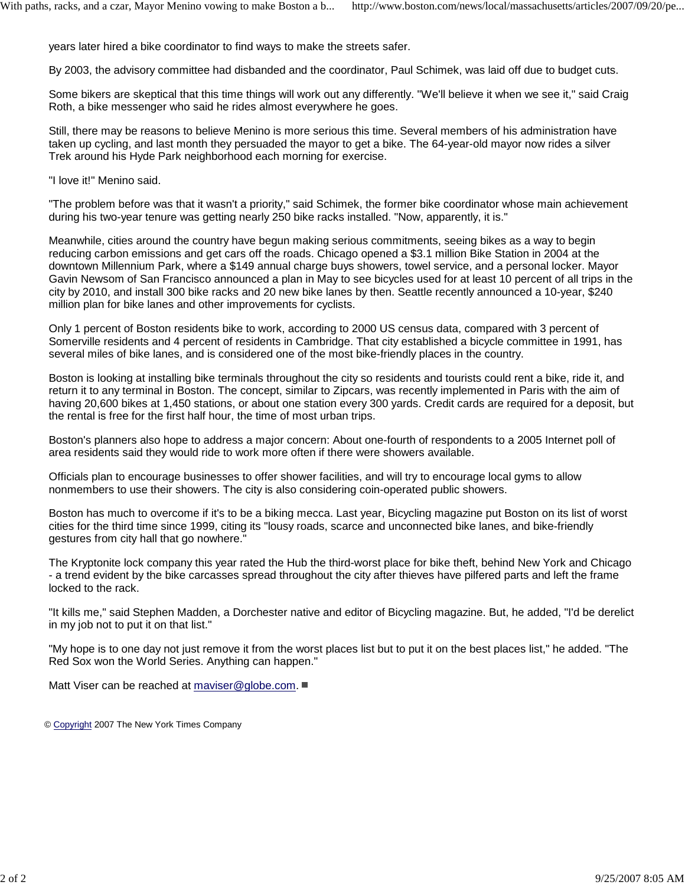years later hired a bike coordinator to find ways to make the streets safer.

By 2003, the advisory committee had disbanded and the coordinator, Paul Schimek, was laid off due to budget cuts.

Some bikers are skeptical that this time things will work out any differently. "We'll believe it when we see it," said Craig Roth, a bike messenger who said he rides almost everywhere he goes.

Still, there may be reasons to believe Menino is more serious this time. Several members of his administration have taken up cycling, and last month they persuaded the mayor to get a bike. The 64-year-old mayor now rides a silver Trek around his Hyde Park neighborhood each morning for exercise.

"I love it!" Menino said.

"The problem before was that it wasn't a priority," said Schimek, the former bike coordinator whose main achievement during his two-year tenure was getting nearly 250 bike racks installed. "Now, apparently, it is."

Meanwhile, cities around the country have begun making serious commitments, seeing bikes as a way to begin reducing carbon emissions and get cars off the roads. Chicago opened a $3.1 million Bike Station in 2004 at the downtown Millennium Park, where a $149 annual charge buys showers, towel service, and a personal locker. Mayor Gavin Newsom of San Francisco announced a plan in May to see bicycles used for at least 10 percent of all trips in the city by 2010, and install 300 bike racks and 20 new bike lanes by then. Seattle recently announced a 10-year, $240 million plan for bike lanes and other improvements for cyclists.

Only 1 percent of Boston residents bike to work, according to 2000 US census data, compared with 3 percent of Somerville residents and 4 percent of residents in Cambridge. That city established a bicycle committee in 1991, has several miles of bike lanes, and is considered one of the most bike-friendly places in the country.

Boston is looking at installing bike terminals throughout the city so residents and tourists could rent a bike, ride it, and return it to any terminal in Boston. The concept, similar to Zipcars, was recently implemented in Paris with the aim of having 20,600 bikes at 1,450 stations, or about one station every 300 yards. Credit cards are required for a deposit, but the rental is free for the first half hour, the time of most urban trips.

Boston's planners also hope to address a major concern: About one-fourth of respondents to a 2005 Internet poll of area residents said they would ride to work more often if there were showers available.

Officials plan to encourage businesses to offer shower facilities, and will try to encourage local gyms to allow nonmembers to use their showers. The city is also considering coin-operated public showers.

Boston has much to overcome if it's to be a biking mecca. Last year, Bicycling magazine put Boston on its list of worst cities for the third time since 1999, citing its "lousy roads, scarce and unconnected bike lanes, and bike-friendly gestures from city hall that go nowhere."

The Kryptonite lock company this year rated the Hub the third-worst place for bike theft, behind New York and Chicago - a trend evident by the bike carcasses spread throughout the city after thieves have pilfered parts and left the frame locked to the rack.

"It kills me," said Stephen Madden, a Dorchester native and editor of Bicycling magazine. But, he added, "I'd be derelict in my job not to put it on that list."

"My hope is to one day not just remove it from the worst places list but to put it on the best places list," he added. "The Red Sox won the World Series. Anything can happen."

Matt Viser can be reached at maviser@globe.com. ■

© Copyright 2007 The New York Times Company